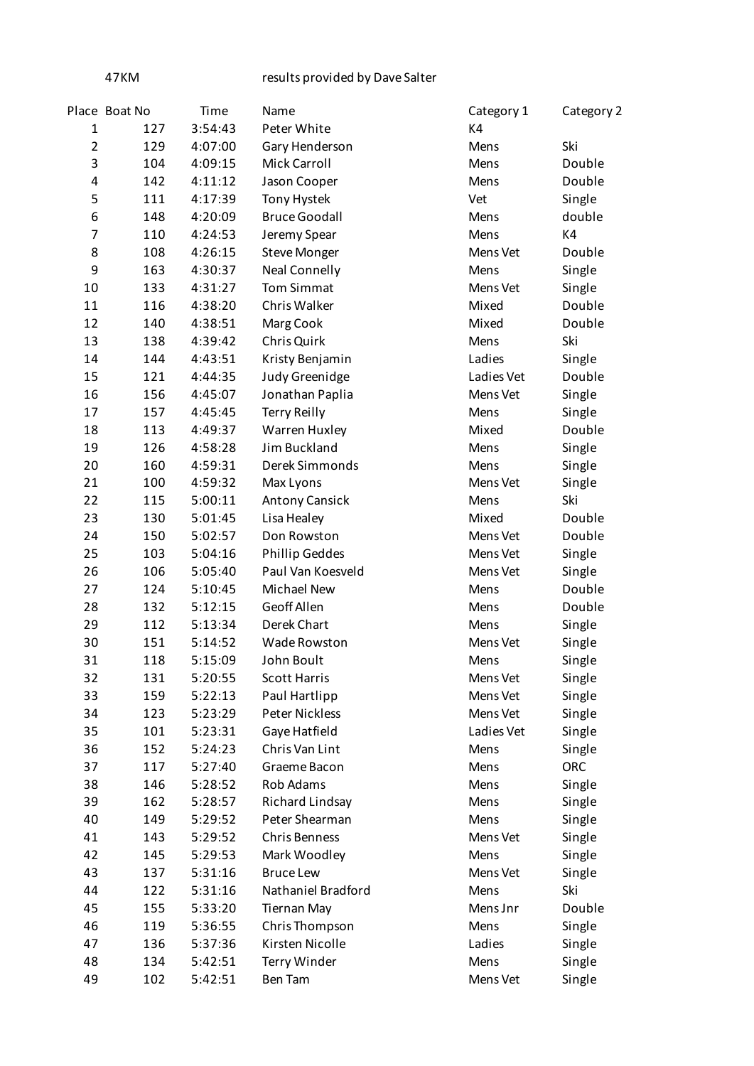47KM results provided by Dave Salter

| Place | Boat No | Time | Name | Category 1 | Category 2 |
|---|---|---|---|---|---|
| 1 | 127 | 3:54:43 | Peter White | K4 | |
| 2 | 129 | 4:07:00 | Gary Henderson | Mens | Ski |
| 3 | 104 | 4:09:15 | Mick Carroll | Mens | Double |
| 4 | 142 | 4:11:12 | Jason Cooper | Mens | Double |
| 5 | 111 | 4:17:39 | Tony Hystek | Vet | Single |
| 6 | 148 | 4:20:09 | Bruce Goodall | Mens | double |
| 7 | 110 | 4:24:53 | Jeremy Spear | Mens | K4 |
| 8 | 108 | 4:26:15 | Steve Monger | Mens Vet | Double |
| 9 | 163 | 4:30:37 | Neal Connelly | Mens | Single |
| 10 | 133 | 4:31:27 | Tom Simmat | Mens Vet | Single |
| 11 | 116 | 4:38:20 | Chris Walker | Mixed | Double |
| 12 | 140 | 4:38:51 | Marg Cook | Mixed | Double |
| 13 | 138 | 4:39:42 | Chris Quirk | Mens | Ski |
| 14 | 144 | 4:43:51 | Kristy Benjamin | Ladies | Single |
| 15 | 121 | 4:44:35 | Judy Greenidge | Ladies Vet | Double |
| 16 | 156 | 4:45:07 | Jonathan Paplia | Mens Vet | Single |
| 17 | 157 | 4:45:45 | Terry Reilly | Mens | Single |
| 18 | 113 | 4:49:37 | Warren Huxley | Mixed | Double |
| 19 | 126 | 4:58:28 | Jim Buckland | Mens | Single |
| 20 | 160 | 4:59:31 | Derek Simmonds | Mens | Single |
| 21 | 100 | 4:59:32 | Max Lyons | Mens Vet | Single |
| 22 | 115 | 5:00:11 | Antony Cansick | Mens | Ski |
| 23 | 130 | 5:01:45 | Lisa Healey | Mixed | Double |
| 24 | 150 | 5:02:57 | Don Rowston | Mens Vet | Double |
| 25 | 103 | 5:04:16 | Phillip Geddes | Mens Vet | Single |
| 26 | 106 | 5:05:40 | Paul Van Koesveld | Mens Vet | Single |
| 27 | 124 | 5:10:45 | Michael New | Mens | Double |
| 28 | 132 | 5:12:15 | Geoff Allen | Mens | Double |
| 29 | 112 | 5:13:34 | Derek Chart | Mens | Single |
| 30 | 151 | 5:14:52 | Wade Rowston | Mens Vet | Single |
| 31 | 118 | 5:15:09 | John Boult | Mens | Single |
| 32 | 131 | 5:20:55 | Scott Harris | Mens Vet | Single |
| 33 | 159 | 5:22:13 | Paul Hartlipp | Mens Vet | Single |
| 34 | 123 | 5:23:29 | Peter Nickless | Mens Vet | Single |
| 35 | 101 | 5:23:31 | Gaye Hatfield | Ladies Vet | Single |
| 36 | 152 | 5:24:23 | Chris Van Lint | Mens | Single |
| 37 | 117 | 5:27:40 | Graeme Bacon | Mens | ORC |
| 38 | 146 | 5:28:52 | Rob Adams | Mens | Single |
| 39 | 162 | 5:28:57 | Richard Lindsay | Mens | Single |
| 40 | 149 | 5:29:52 | Peter Shearman | Mens | Single |
| 41 | 143 | 5:29:52 | Chris Benness | Mens Vet | Single |
| 42 | 145 | 5:29:53 | Mark Woodley | Mens | Single |
| 43 | 137 | 5:31:16 | Bruce Lew | Mens Vet | Single |
| 44 | 122 | 5:31:16 | Nathaniel Bradford | Mens | Ski |
| 45 | 155 | 5:33:20 | Tiernan May | Mens Jnr | Double |
| 46 | 119 | 5:36:55 | Chris Thompson | Mens | Single |
| 47 | 136 | 5:37:36 | Kirsten Nicolle | Ladies | Single |
| 48 | 134 | 5:42:51 | Terry Winder | Mens | Single |
| 49 | 102 | 5:42:51 | Ben Tam | Mens Vet | Single |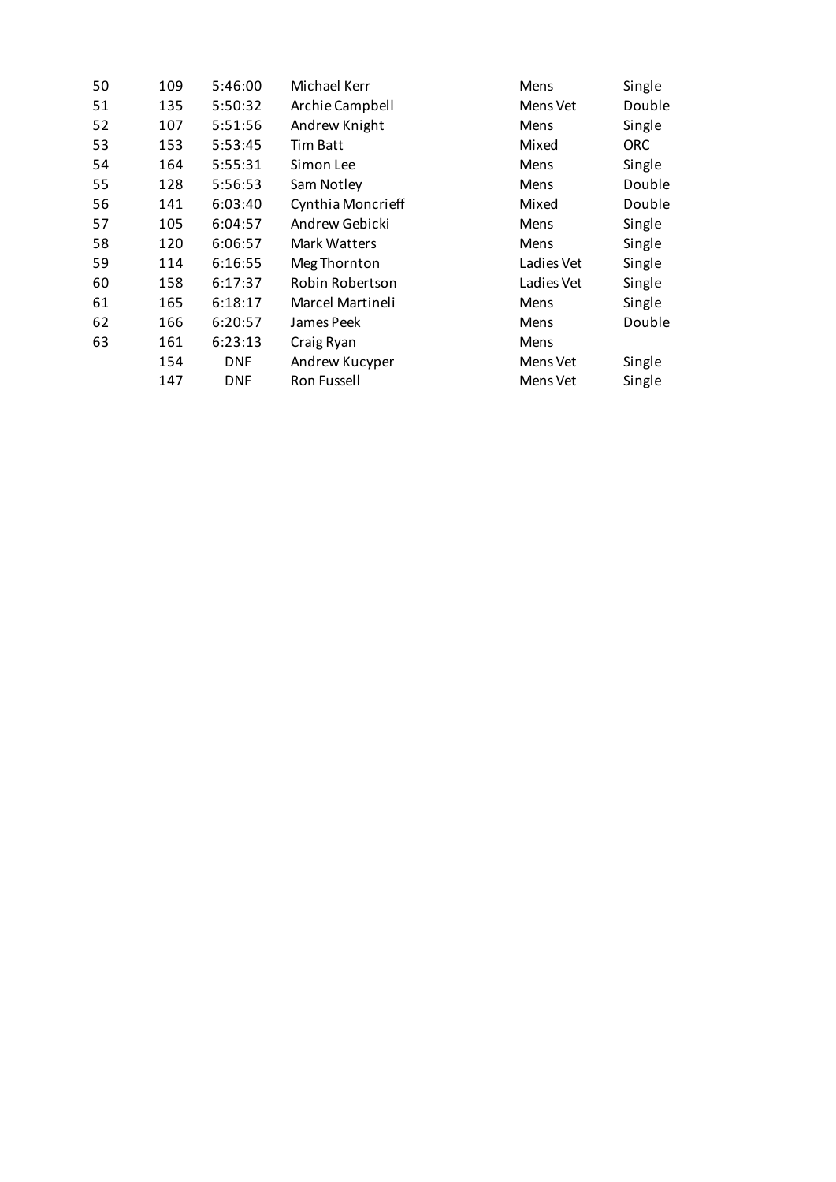| | | | | | |
|---|---|---|---|---|---|
| 50 | 109 | 5:46:00 | Michael Kerr | Mens | Single |
| 51 | 135 | 5:50:32 | Archie Campbell | Mens Vet | Double |
| 52 | 107 | 5:51:56 | Andrew Knight | Mens | Single |
| 53 | 153 | 5:53:45 | Tim Batt | Mixed | ORC |
| 54 | 164 | 5:55:31 | Simon Lee | Mens | Single |
| 55 | 128 | 5:56:53 | Sam Notley | Mens | Double |
| 56 | 141 | 6:03:40 | Cynthia Moncrieff | Mixed | Double |
| 57 | 105 | 6:04:57 | Andrew Gebicki | Mens | Single |
| 58 | 120 | 6:06:57 | Mark Watters | Mens | Single |
| 59 | 114 | 6:16:55 | Meg Thornton | Ladies Vet | Single |
| 60 | 158 | 6:17:37 | Robin Robertson | Ladies Vet | Single |
| 61 | 165 | 6:18:17 | Marcel Martineli | Mens | Single |
| 62 | 166 | 6:20:57 | James Peek | Mens | Double |
| 63 | 161 | 6:23:13 | Craig Ryan | Mens | |
| | 154 | DNF | Andrew Kucyper | Mens Vet | Single |
| | 147 | DNF | Ron Fussell | Mens Vet | Single |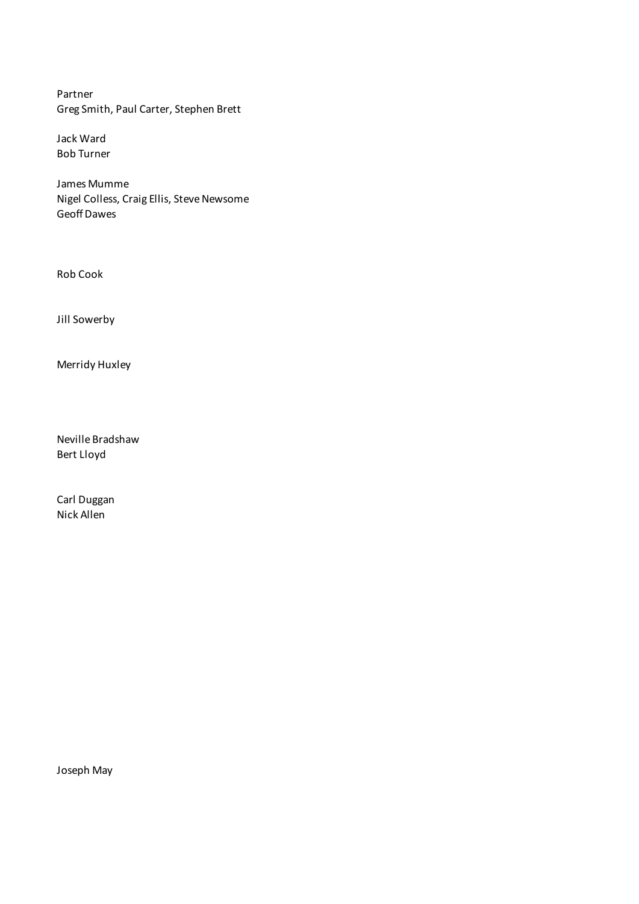Partner
Greg Smith, Paul Carter, Stephen Brett

Jack Ward
Bob Turner

James Mumme
Nigel Colless, Craig Ellis, Steve Newsome
Geoff Dawes

Rob Cook

Jill Sowerby

Merridy Huxley

Neville Bradshaw
Bert Lloyd

Carl Duggan
Nick Allen

Joseph May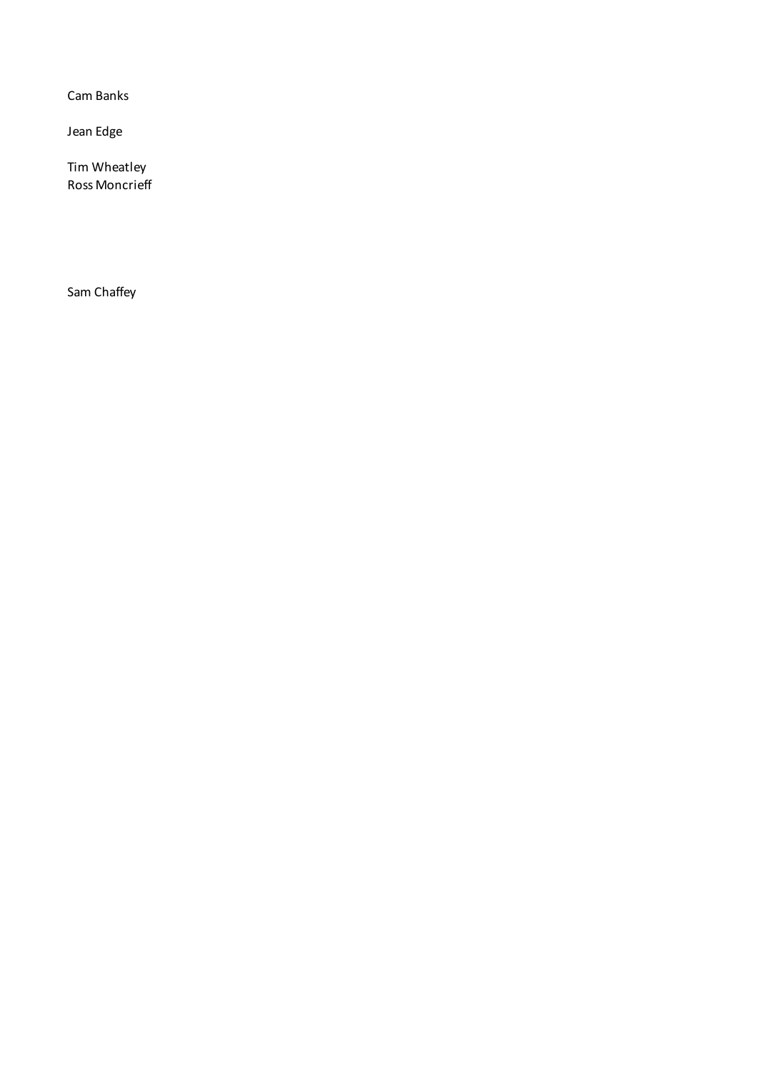Cam Banks

Jean Edge

Tim Wheatley
Ross Moncrieff

Sam Chaffey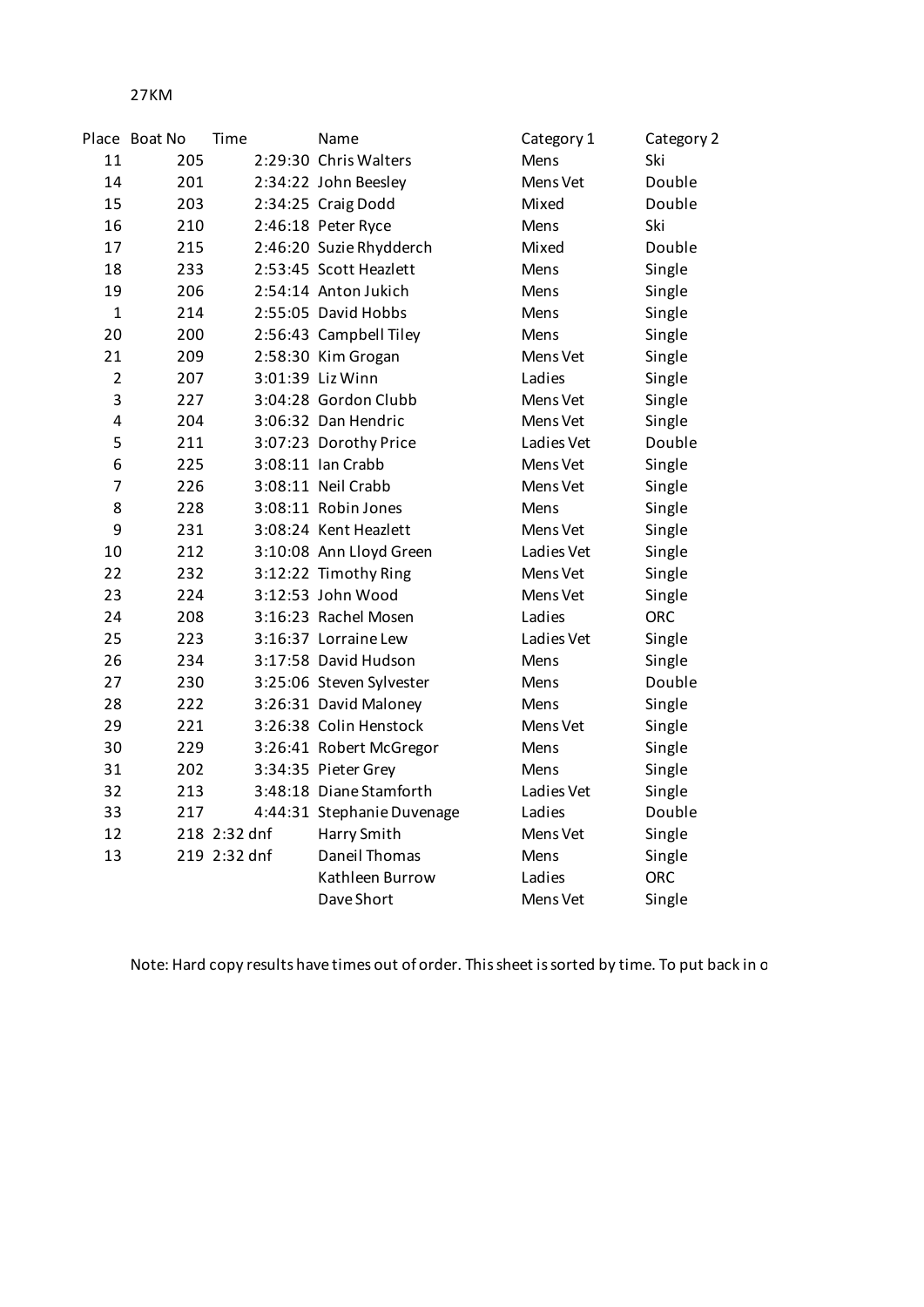27KM

| Place | Boat No | Time | Name | Category 1 | Category 2 |
|---|---|---|---|---|---|
| 11 | 205 | 2:29:30 | Chris Walters | Mens | Ski |
| 14 | 201 | 2:34:22 | John Beesley | Mens Vet | Double |
| 15 | 203 | 2:34:25 | Craig Dodd | Mixed | Double |
| 16 | 210 | 2:46:18 | Peter Ryce | Mens | Ski |
| 17 | 215 | 2:46:20 | Suzie Rhydderch | Mixed | Double |
| 18 | 233 | 2:53:45 | Scott Heazlett | Mens | Single |
| 19 | 206 | 2:54:14 | Anton Jukich | Mens | Single |
| 1 | 214 | 2:55:05 | David Hobbs | Mens | Single |
| 20 | 200 | 2:56:43 | Campbell Tiley | Mens | Single |
| 21 | 209 | 2:58:30 | Kim Grogan | Mens Vet | Single |
| 2 | 207 | 3:01:39 | Liz Winn | Ladies | Single |
| 3 | 227 | 3:04:28 | Gordon Clubb | Mens Vet | Single |
| 4 | 204 | 3:06:32 | Dan Hendric | Mens Vet | Single |
| 5 | 211 | 3:07:23 | Dorothy Price | Ladies Vet | Double |
| 6 | 225 | 3:08:11 | Ian Crabb | Mens Vet | Single |
| 7 | 226 | 3:08:11 | Neil Crabb | Mens Vet | Single |
| 8 | 228 | 3:08:11 | Robin Jones | Mens | Single |
| 9 | 231 | 3:08:24 | Kent Heazlett | Mens Vet | Single |
| 10 | 212 | 3:10:08 | Ann Lloyd Green | Ladies Vet | Single |
| 22 | 232 | 3:12:22 | Timothy Ring | Mens Vet | Single |
| 23 | 224 | 3:12:53 | John Wood | Mens Vet | Single |
| 24 | 208 | 3:16:23 | Rachel Mosen | Ladies | ORC |
| 25 | 223 | 3:16:37 | Lorraine Lew | Ladies Vet | Single |
| 26 | 234 | 3:17:58 | David Hudson | Mens | Single |
| 27 | 230 | 3:25:06 | Steven Sylvester | Mens | Double |
| 28 | 222 | 3:26:31 | David Maloney | Mens | Single |
| 29 | 221 | 3:26:38 | Colin Henstock | Mens Vet | Single |
| 30 | 229 | 3:26:41 | Robert McGregor | Mens | Single |
| 31 | 202 | 3:34:35 | Pieter Grey | Mens | Single |
| 32 | 213 | 3:48:18 | Diane Stamforth | Ladies Vet | Single |
| 33 | 217 | 4:44:31 | Stephanie Duvenage | Ladies | Double |
| 12 | 218 | 2:32 dnf | Harry Smith | Mens Vet | Single |
| 13 | 219 | 2:32 dnf | Daneil Thomas | Mens | Single |
| | | | Kathleen Burrow | Ladies | ORC |
| | | | Dave Short | Mens Vet | Single |

Note: Hard copy results have times out of order. This sheet is sorted by time. To put back in o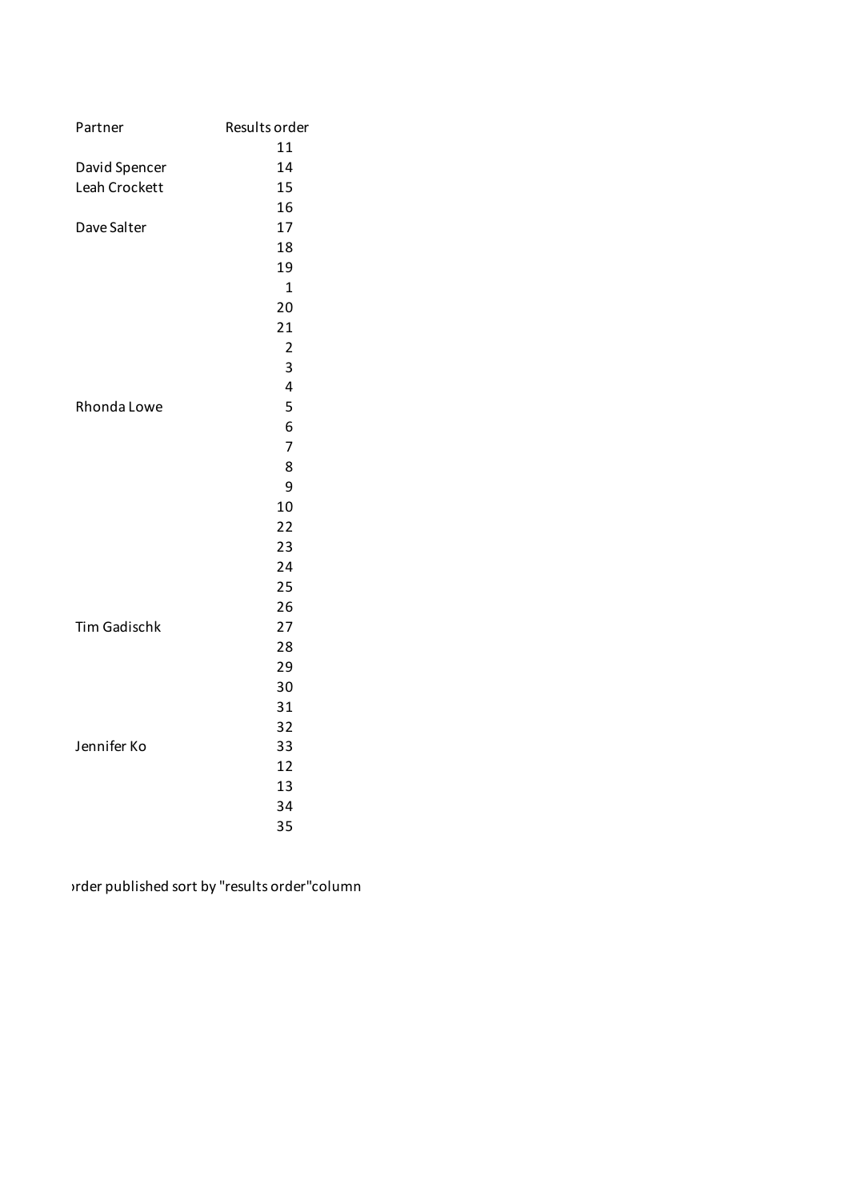| Partner | Results order |
| --- | --- |
| | 11 |
| David Spencer | 14 |
| Leah Crockett | 15 |
| | 16 |
| Dave Salter | 17 |
| | 18 |
| | 19 |
| | 1 |
| | 20 |
| | 21 |
| | 2 |
| | 3 |
| | 4 |
| Rhonda Lowe | 5 |
| | 6 |
| | 7 |
| | 8 |
| | 9 |
| | 10 |
| | 22 |
| | 23 |
| | 24 |
| | 25 |
| | 26 |
| Tim Gadischk | 27 |
| | 28 |
| | 29 |
| | 30 |
| | 31 |
| | 32 |
| Jennifer Ko | 33 |
| | 12 |
| | 13 |
| | 34 |
| | 35 |

rder published sort by "results order"column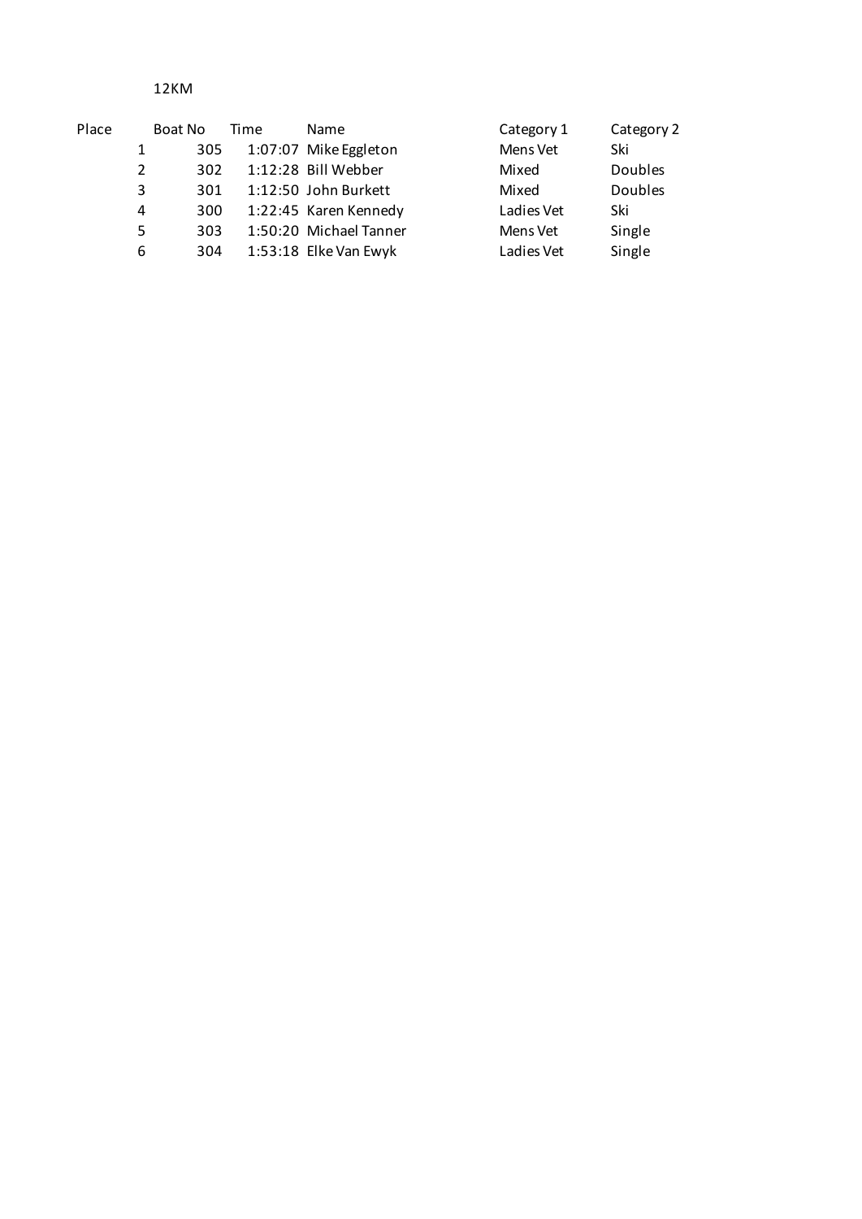12KM

| Place | Boat No | Time | Name | Category 1 | Category 2 |
| --- | --- | --- | --- | --- | --- |
| 1 | 305 | 1:07:07 | Mike Eggleton | Mens Vet | Ski |
| 2 | 302 | 1:12:28 | Bill Webber | Mixed | Doubles |
| 3 | 301 | 1:12:50 | John Burkett | Mixed | Doubles |
| 4 | 300 | 1:22:45 | Karen Kennedy | Ladies Vet | Ski |
| 5 | 303 | 1:50:20 | Michael Tanner | Mens Vet | Single |
| 6 | 304 | 1:53:18 | Elke Van Ewyk | Ladies Vet | Single |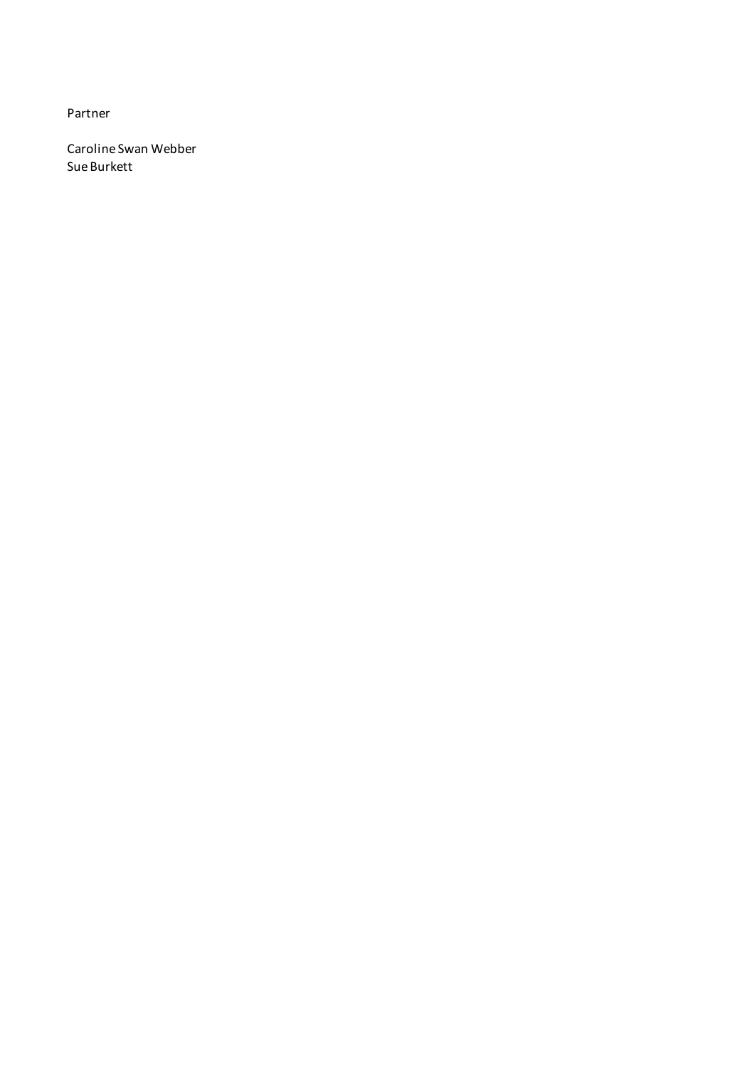Partner

Caroline Swan Webber
Sue Burkett